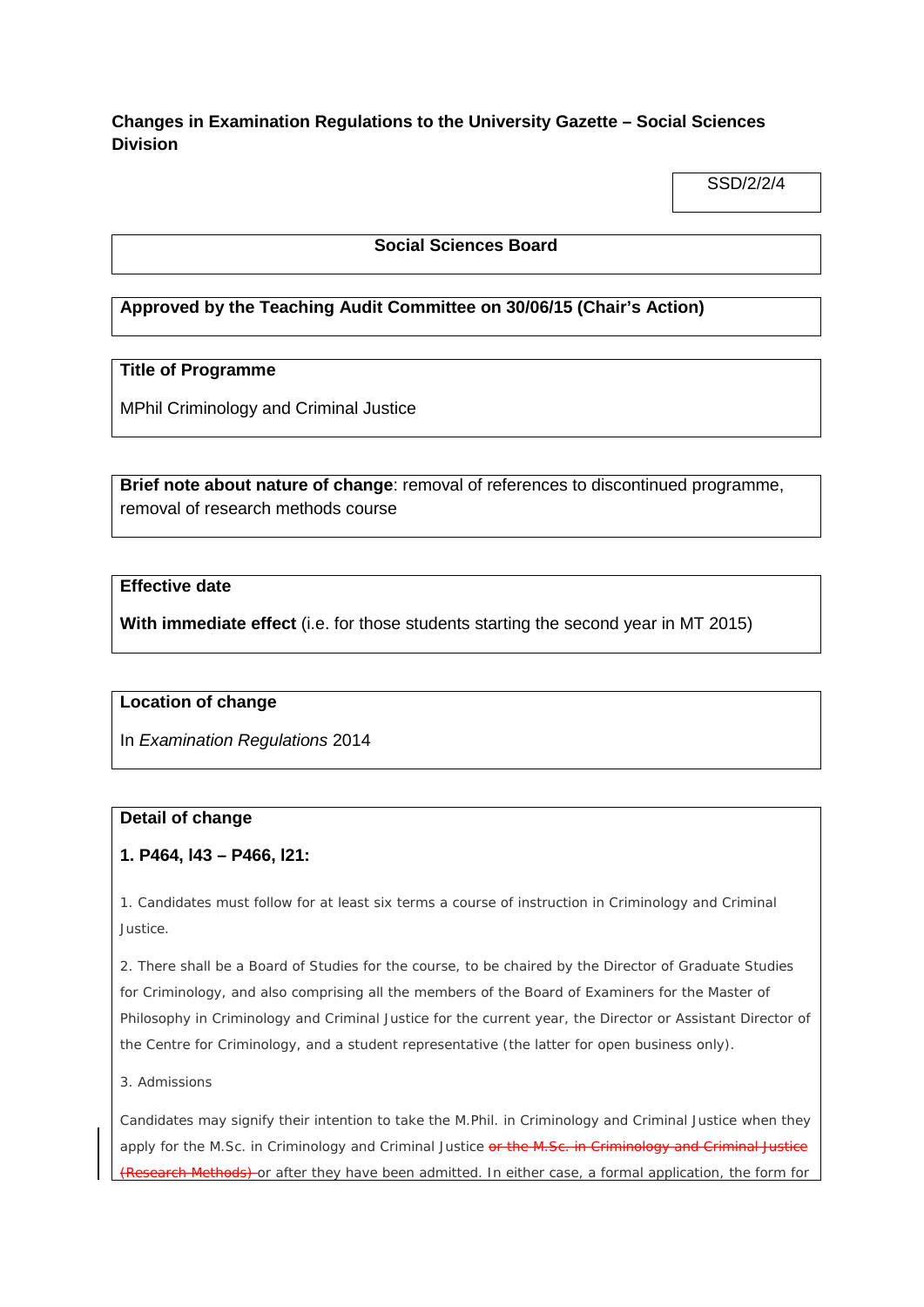**Changes in Examination Regulations to the University Gazette – Social Sciences Division**

SSD/2/2/4

**Social Sciences Board**

**Approved by the Teaching Audit Committee on 30/06/15 (Chair's Action)**

**Title of Programme**

MPhil Criminology and Criminal Justice

**Brief note about nature of change**: removal of references to discontinued programme, removal of research methods course

**Effective date**

**With immediate effect** (i.e. for those students starting the second year in MT 2015)

**Location of change**

In *Examination Regulations* 2014

**Detail of change**

**1. P464, l43 – P466, l21:**

1. Candidates must follow for at least six terms a course of instruction in Criminology and Criminal Justice.

2. There shall be a Board of Studies for the course, to be chaired by the Director of Graduate Studies for Criminology, and also comprising all the members of the Board of Examiners for the Master of Philosophy in Criminology and Criminal Justice for the current year, the Director or Assistant Director of the Centre for Criminology, and a student representative (the latter for open business only).

3. Admissions

Candidates may signify their intention to take the M.Phil. in Criminology and Criminal Justice when they apply for the M.Sc. in Criminology and Criminal Justice ~~or the M.Sc. in Criminology and Criminal Justice (Research Methods)~~ or after they have been admitted. In either case, a formal application, the form for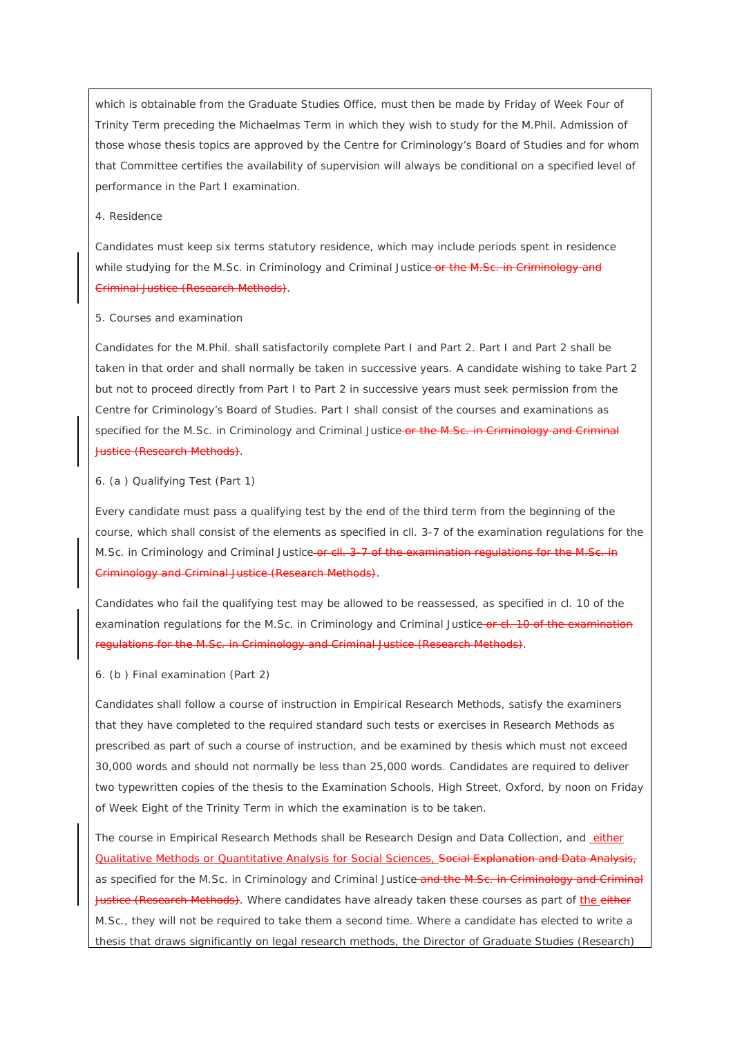which is obtainable from the Graduate Studies Office, must then be made by Friday of Week Four of Trinity Term preceding the Michaelmas Term in which they wish to study for the M.Phil. Admission of those whose thesis topics are approved by the Centre for Criminology's Board of Studies and for whom that Committee certifies the availability of supervision will always be conditional on a specified level of performance in the Part I examination.

4. Residence

Candidates must keep six terms statutory residence, which may include periods spent in residence while studying for the M.Sc. in Criminology and Criminal Justice~~ or the M.Sc. in Criminology and Criminal Justice (Research Methods)~~.

5. Courses and examination

Candidates for the M.Phil. shall satisfactorily complete Part I and Part 2. Part I and Part 2 shall be taken in that order and shall normally be taken in successive years. A candidate wishing to take Part 2 but not to proceed directly from Part I to Part 2 in successive years must seek permission from the Centre for Criminology's Board of Studies. Part I shall consist of the courses and examinations as specified for the M.Sc. in Criminology and Criminal Justice~~ or the M.Sc. in Criminology and Criminal Justice (Research Methods)~~.

6. (a ) Qualifying Test (Part 1)

Every candidate must pass a qualifying test by the end of the third term from the beginning of the course, which shall consist of the elements as specified in cll. 3-7 of the examination regulations for the M.Sc. in Criminology and Criminal Justice~~ or cll. 3-7 of the examination regulations for the M.Sc. in Criminology and Criminal Justice (Research Methods)~~.

Candidates who fail the qualifying test may be allowed to be reassessed, as specified in cl. 10 of the examination regulations for the M.Sc. in Criminology and Criminal Justice~~ or cl. 10 of the examination regulations for the M.Sc. in Criminology and Criminal Justice (Research Methods)~~.

6. (b ) Final examination (Part 2)

Candidates shall follow a course of instruction in Empirical Research Methods, satisfy the examiners that they have completed to the required standard such tests or exercises in Research Methods as prescribed as part of such a course of instruction, and be examined by thesis which must not exceed 30,000 words and should not normally be less than 25,000 words. Candidates are required to deliver two typewritten copies of the thesis to the Examination Schools, High Street, Oxford, by noon on Friday of Week Eight of the Trinity Term in which the examination is to be taken.

The course in Empirical Research Methods shall be Research Design and Data Collection, and either Qualitative Methods or Quantitative Analysis for Social Sciences, ~~Social Explanation and Data Analysis,~~ as specified for the M.Sc. in Criminology and Criminal Justice~~ and the M.Sc. in Criminology and Criminal Justice (Research Methods)~~. Where candidates have already taken these courses as part of the ~~either~~ M.Sc., they will not be required to take them a second time. Where a candidate has elected to write a thesis that draws significantly on legal research methods, the Director of Graduate Studies (Research)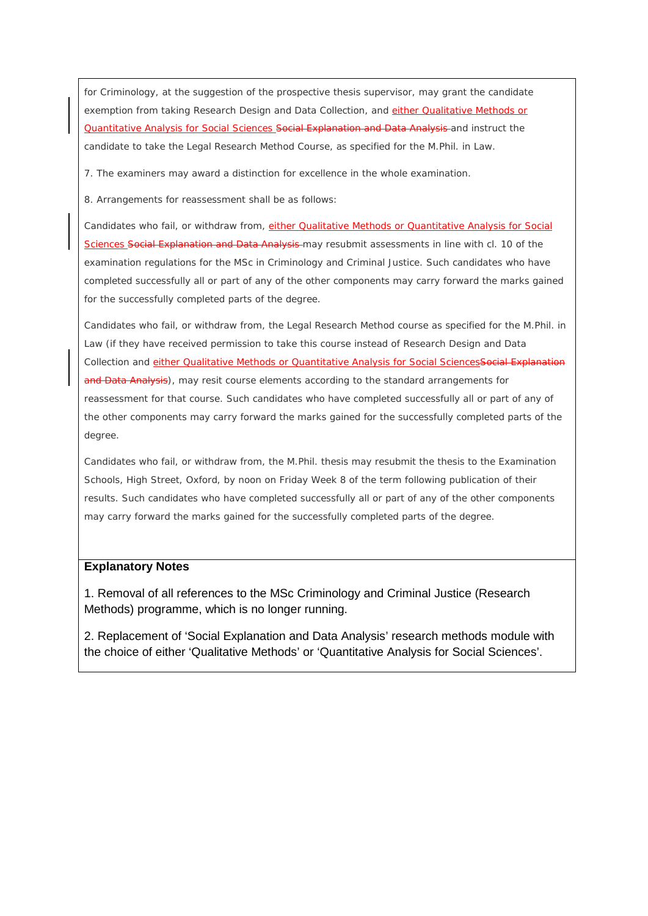for Criminology, at the suggestion of the prospective thesis supervisor, may grant the candidate exemption from taking Research Design and Data Collection, and <u>either Qualitative Methods or Quantitative Analysis for Social Sciences</u> ~~Social Explanation and Data Analysis~~ and instruct the candidate to take the Legal Research Method Course, as specified for the M.Phil. in Law.

7. The examiners may award a distinction for excellence in the whole examination.

8. Arrangements for reassessment shall be as follows:

Candidates who fail, or withdraw from, <u>either Qualitative Methods or Quantitative Analysis for Social Sciences</u> ~~Social Explanation and Data Analysis~~ may resubmit assessments in line with cl. 10 of the examination regulations for the MSc in Criminology and Criminal Justice. Such candidates who have completed successfully all or part of any of the other components may carry forward the marks gained for the successfully completed parts of the degree.

Candidates who fail, or withdraw from, the Legal Research Method course as specified for the M.Phil. in Law (if they have received permission to take this course instead of Research Design and Data Collection and <u>either Qualitative Methods or Quantitative Analysis for Social Sciences</u>~~Social Explanation and Data Analysis~~), may resit course elements according to the standard arrangements for reassessment for that course. Such candidates who have completed successfully all or part of any of the other components may carry forward the marks gained for the successfully completed parts of the degree.

Candidates who fail, or withdraw from, the M.Phil. thesis may resubmit the thesis to the Examination Schools, High Street, Oxford, by noon on Friday Week 8 of the term following publication of their results. Such candidates who have completed successfully all or part of any of the other components may carry forward the marks gained for the successfully completed parts of the degree.

**Explanatory Notes**

1. Removal of all references to the MSc Criminology and Criminal Justice (Research Methods) programme, which is no longer running.

2. Replacement of 'Social Explanation and Data Analysis' research methods module with the choice of either 'Qualitative Methods' or 'Quantitative Analysis for Social Sciences'.